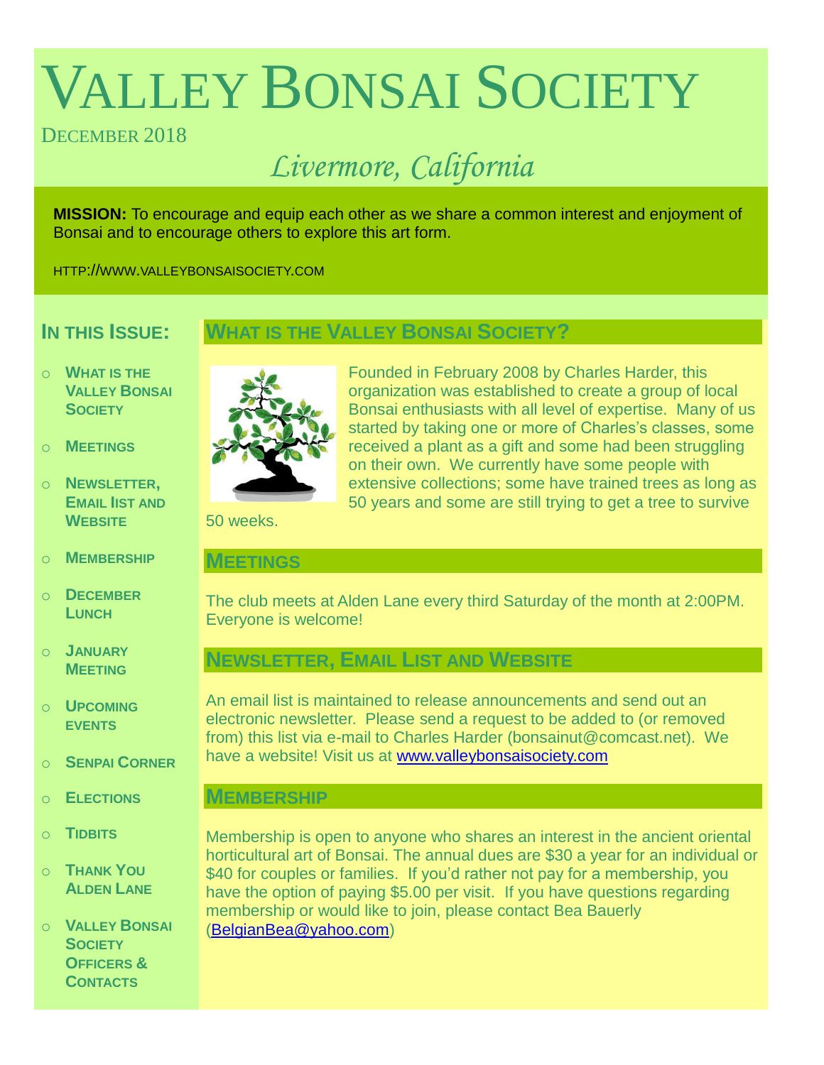# Valley Bonsai Society

December 2018

*Livermore, California*

**MISSION:** To encourage and equip each other as we share a common interest and enjoyment of Bonsai and to encourage others to explore this art form.

HTTP://WWW.VALLEYBONSAISOCIETY.COM

## In this Issue:

- What is the Valley Bonsai Society
- Meetings
- Newsletter, Email list and Website
- Membership
- December Lunch
- January Meeting
- Upcoming events
- Senpai Corner
- Elections
- Tidbits
- Thank You Alden Lane
- Valley Bonsai Society Officers & Contacts

## What is the Valley Bonsai Society?

Founded in February 2008 by Charles Harder, this organization was established to create a group of local Bonsai enthusiasts with all level of expertise. Many of us started by taking one or more of Charles's classes, some received a plant as a gift and some had been struggling on their own. We currently have some people with extensive collections; some have trained trees as long as 50 years and some are still trying to get a tree to survive 50 weeks.

## Meetings

The club meets at Alden Lane every third Saturday of the month at 2:00PM. Everyone is welcome!

## Newsletter, Email List and Website

An email list is maintained to release announcements and send out an electronic newsletter. Please send a request to be added to (or removed from) this list via e-mail to Charles Harder (bonsainut@comcast.net). We have a website! Visit us at www.valleybonsaisociety.com

## Membership

Membership is open to anyone who shares an interest in the ancient oriental horticultural art of Bonsai. The annual dues are $30 a year for an individual or $40 for couples or families. If you'd rather not pay for a membership, you have the option of paying $5.00 per visit. If you have questions regarding membership or would like to join, please contact Bea Bauerly (BelgianBea@yahoo.com)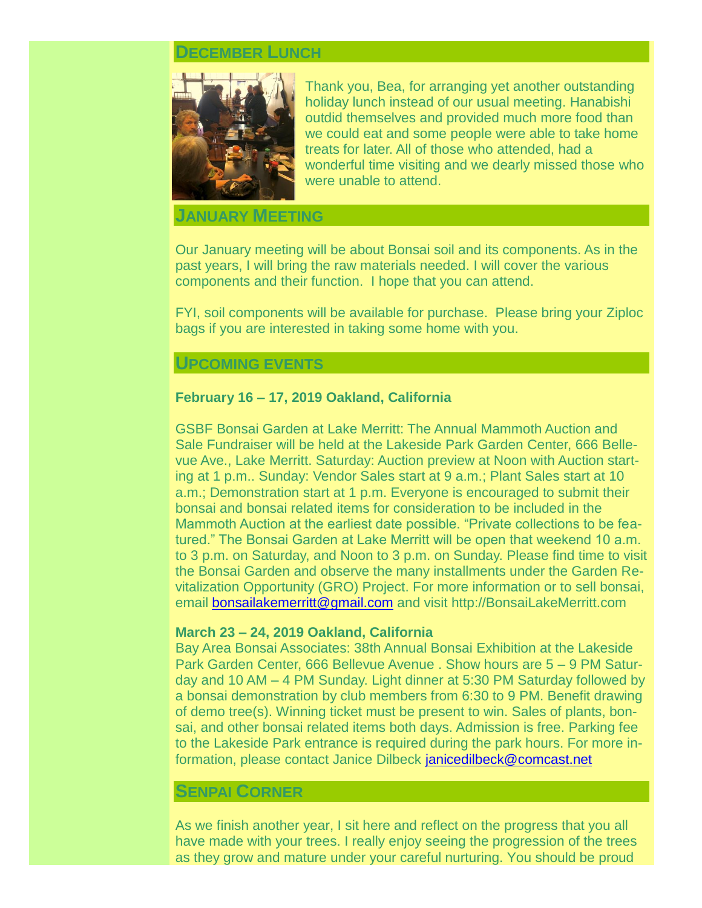## December Lunch

Thank you, Bea, for arranging yet another outstanding holiday lunch instead of our usual meeting. Hanabishi outdid themselves and provided much more food than we could eat and some people were able to take home treats for later. All of those who attended, had a wonderful time visiting and we dearly missed those who were unable to attend.

## January Meeting

Our January meeting will be about Bonsai soil and its components. As in the past years, I will bring the raw materials needed. I will cover the various components and their function. I hope that you can attend.

FYI, soil components will be available for purchase. Please bring your Ziploc bags if you are interested in taking some home with you.

## Upcoming events

**February 16 – 17, 2019 Oakland, California**

GSBF Bonsai Garden at Lake Merritt: The Annual Mammoth Auction and Sale Fundraiser will be held at the Lakeside Park Garden Center, 666 Bellevue Ave., Lake Merritt. Saturday: Auction preview at Noon with Auction starting at 1 p.m.. Sunday: Vendor Sales start at 9 a.m.; Plant Sales start at 10 a.m.; Demonstration start at 1 p.m. Everyone is encouraged to submit their bonsai and bonsai related items for consideration to be included in the Mammoth Auction at the earliest date possible. "Private collections to be featured." The Bonsai Garden at Lake Merritt will be open that weekend 10 a.m. to 3 p.m. on Saturday, and Noon to 3 p.m. on Sunday. Please find time to visit the Bonsai Garden and observe the many installments under the Garden Revitalization Opportunity (GRO) Project. For more information or to sell bonsai, email bonsailakemerritt@gmail.com and visit http://BonsaiLakeMerritt.com

**March 23 – 24, 2019 Oakland, California**

Bay Area Bonsai Associates: 38th Annual Bonsai Exhibition at the Lakeside Park Garden Center, 666 Bellevue Avenue . Show hours are 5 – 9 PM Saturday and 10 AM – 4 PM Sunday. Light dinner at 5:30 PM Saturday followed by a bonsai demonstration by club members from 6:30 to 9 PM. Benefit drawing of demo tree(s). Winning ticket must be present to win. Sales of plants, bonsai, and other bonsai related items both days. Admission is free. Parking fee to the Lakeside Park entrance is required during the park hours. For more information, please contact Janice Dilbeck janicedilbeck@comcast.net

## Senpai Corner

As we finish another year, I sit here and reflect on the progress that you all have made with your trees. I really enjoy seeing the progression of the trees as they grow and mature under your careful nurturing. You should be proud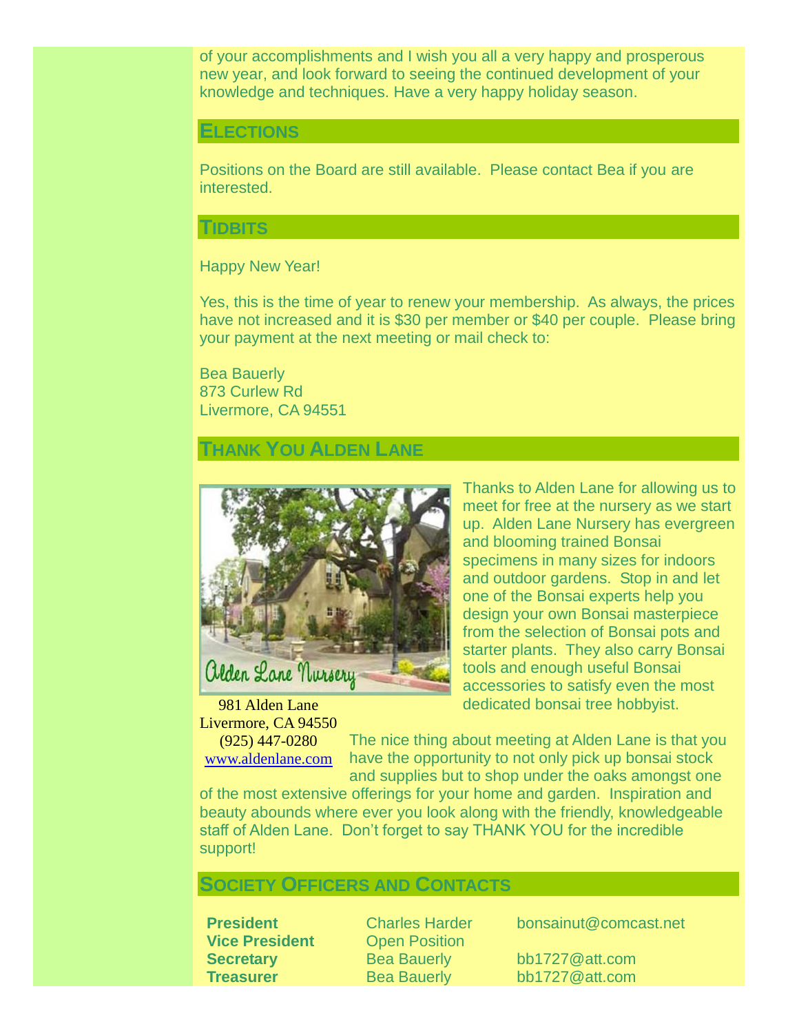of your accomplishments and I wish you all a very happy and prosperous new year, and look forward to seeing the continued development of your knowledge and techniques. Have a very happy holiday season.

## ELECTIONS

Positions on the Board are still available. Please contact Bea if you are interested.

## TIDBITS

Happy New Year!

Yes, this is the time of year to renew your membership. As always, the prices have not increased and it is $30 per member or $40 per couple. Please bring your payment at the next meeting or mail check to:

Bea Bauerly
873 Curlew Rd
Livermore, CA 94551

## THANK YOU ALDEN LANE

Thanks to Alden Lane for allowing us to meet for free at the nursery as we start up. Alden Lane Nursery has evergreen and blooming trained Bonsai specimens in many sizes for indoors and outdoor gardens. Stop in and let one of the Bonsai experts help you design your own Bonsai masterpiece from the selection of Bonsai pots and starter plants. They also carry Bonsai tools and enough useful Bonsai accessories to satisfy even the most dedicated bonsai tree hobbyist.

Alden Lane Nursery
981 Alden Lane
Livermore, CA 94550
(925) 447-0280
www.aldenlane.com

The nice thing about meeting at Alden Lane is that you have the opportunity to not only pick up bonsai stock and supplies but to shop under the oaks amongst one of the most extensive offerings for your home and garden. Inspiration and beauty abounds where ever you look along with the friendly, knowledgeable staff of Alden Lane. Don't forget to say THANK YOU for the incredible support!

## SOCIETY OFFICERS AND CONTACTS

| | | |
|---|---|---|
| **President** | Charles Harder | bonsainut@comcast.net |
| **Vice President** | Open Position | |
| **Secretary** | Bea Bauerly | bb1727@att.com |
| **Treasurer** | Bea Bauerly | bb1727@att.com |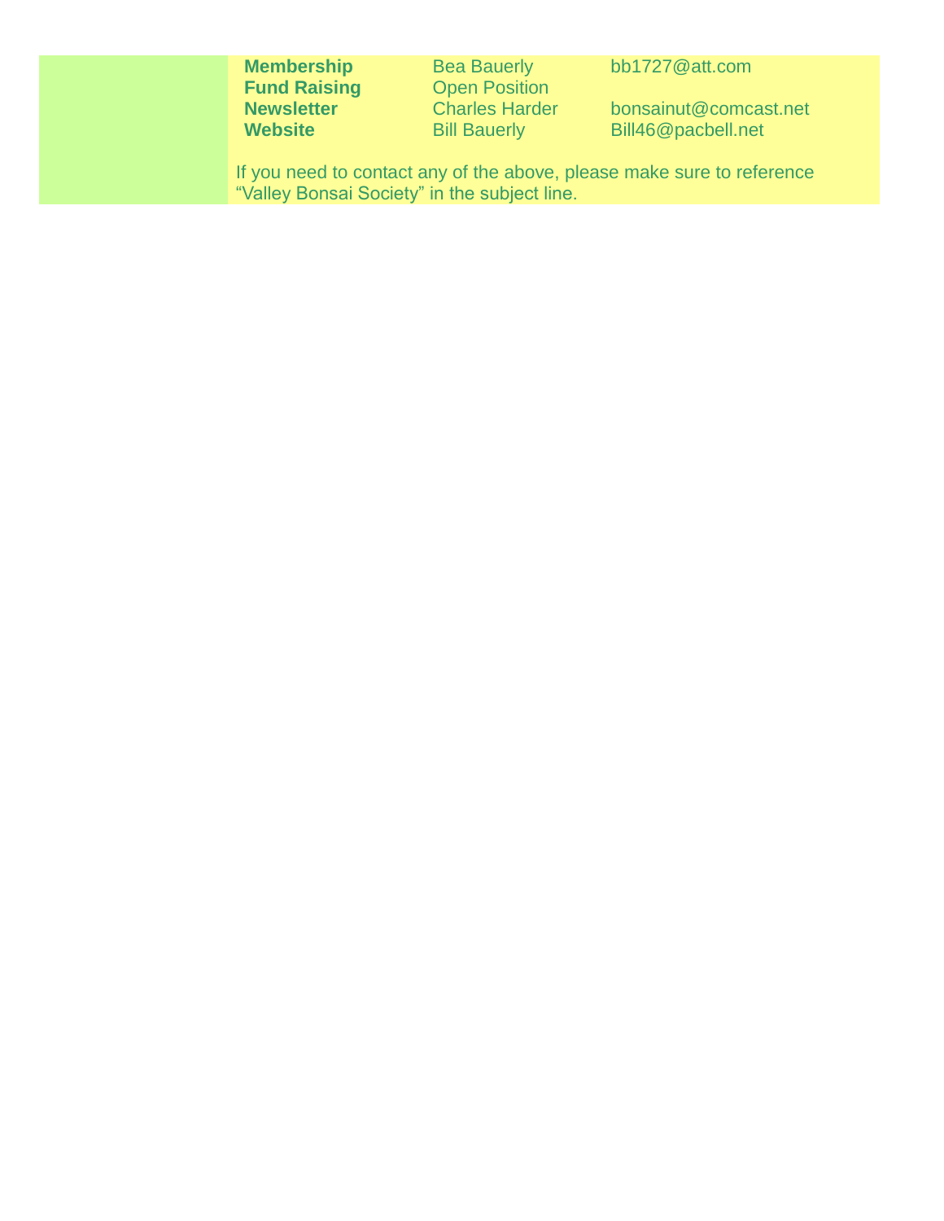| | | |
|---|---|---|
| **Membership** | Bea Bauerly | bb1727@att.com |
| **Fund Raising** | Open Position | |
| **Newsletter** | Charles Harder | bonsainut@comcast.net |
| **Website** | Bill Bauerly | Bill46@pacbell.net |

If you need to contact any of the above, please make sure to reference “Valley Bonsai Society” in the subject line.